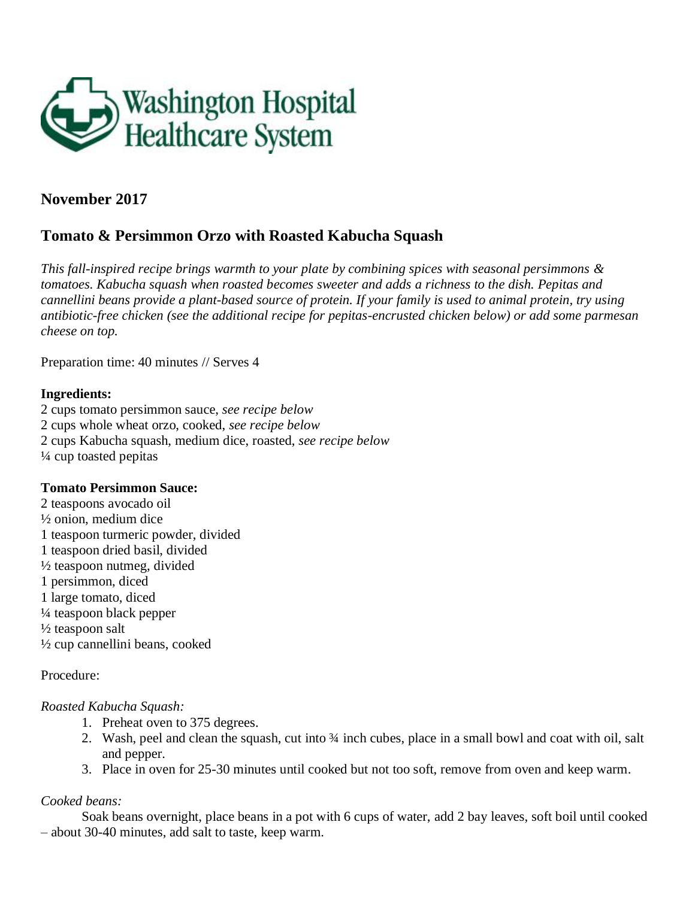Washington Hospital Healthcare System

## November 2017

## Tomato & Persimmon Orzo with Roasted Kabucha Squash

*This fall-inspired recipe brings warmth to your plate by combining spices with seasonal persimmons & tomatoes. Kabucha squash when roasted becomes sweeter and adds a richness to the dish. Pepitas and cannellini beans provide a plant-based source of protein. If your family is used to animal protein, try using antibiotic-free chicken (see the additional recipe for pepitas-encrusted chicken below) or add some parmesan cheese on top.*

Preparation time: 40 minutes // Serves 4

**Ingredients:**
2 cups tomato persimmon sauce, *see recipe below*
2 cups whole wheat orzo, cooked, *see recipe below*
2 cups Kabucha squash, medium dice, roasted, *see recipe below*
¼ cup toasted pepitas

**Tomato Persimmon Sauce:**
2 teaspoons avocado oil
½ onion, medium dice
1 teaspoon turmeric powder, divided
1 teaspoon dried basil, divided
½ teaspoon nutmeg, divided
1 persimmon, diced
1 large tomato, diced
¼ teaspoon black pepper
½ teaspoon salt
½ cup cannellini beans, cooked

Procedure:

*Roasted Kabucha Squash:*

1. Preheat oven to 375 degrees.
2. Wash, peel and clean the squash, cut into ¾ inch cubes, place in a small bowl and coat with oil, salt and pepper.
3. Place in oven for 25-30 minutes until cooked but not too soft, remove from oven and keep warm.

*Cooked beans:*

Soak beans overnight, place beans in a pot with 6 cups of water, add 2 bay leaves, soft boil until cooked – about 30-40 minutes, add salt to taste, keep warm.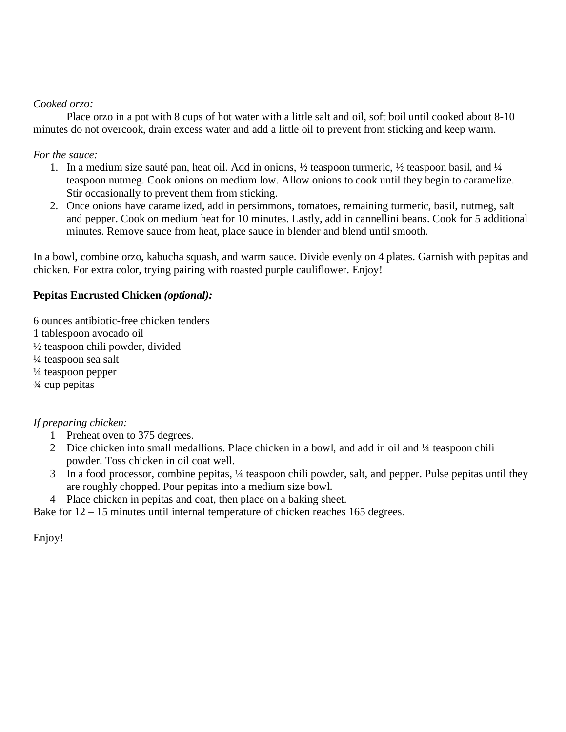*Cooked orzo:*

Place orzo in a pot with 8 cups of hot water with a little salt and oil, soft boil until cooked about 8-10 minutes do not overcook, drain excess water and add a little oil to prevent from sticking and keep warm.

*For the sauce:*

1. In a medium size sauté pan, heat oil. Add in onions, ½ teaspoon turmeric, ½ teaspoon basil, and ¼ teaspoon nutmeg. Cook onions on medium low. Allow onions to cook until they begin to caramelize. Stir occasionally to prevent them from sticking.
2. Once onions have caramelized, add in persimmons, tomatoes, remaining turmeric, basil, nutmeg, salt and pepper. Cook on medium heat for 10 minutes. Lastly, add in cannellini beans. Cook for 5 additional minutes. Remove sauce from heat, place sauce in blender and blend until smooth.

In a bowl, combine orzo, kabucha squash, and warm sauce. Divide evenly on 4 plates. Garnish with pepitas and chicken. For extra color, trying pairing with roasted purple cauliflower. Enjoy!

**Pepitas Encrusted Chicken *(optional):***

6 ounces antibiotic-free chicken tenders
1 tablespoon avocado oil
½ teaspoon chili powder, divided
¼ teaspoon sea salt
¼ teaspoon pepper
¾ cup pepitas

*If preparing chicken:*

1. Preheat oven to 375 degrees.
2. Dice chicken into small medallions. Place chicken in a bowl, and add in oil and ¼ teaspoon chili powder. Toss chicken in oil coat well.
3. In a food processor, combine pepitas, ¼ teaspoon chili powder, salt, and pepper. Pulse pepitas until they are roughly chopped. Pour pepitas into a medium size bowl.
4. Place chicken in pepitas and coat, then place on a baking sheet.

Bake for 12 – 15 minutes until internal temperature of chicken reaches 165 degrees.

Enjoy!